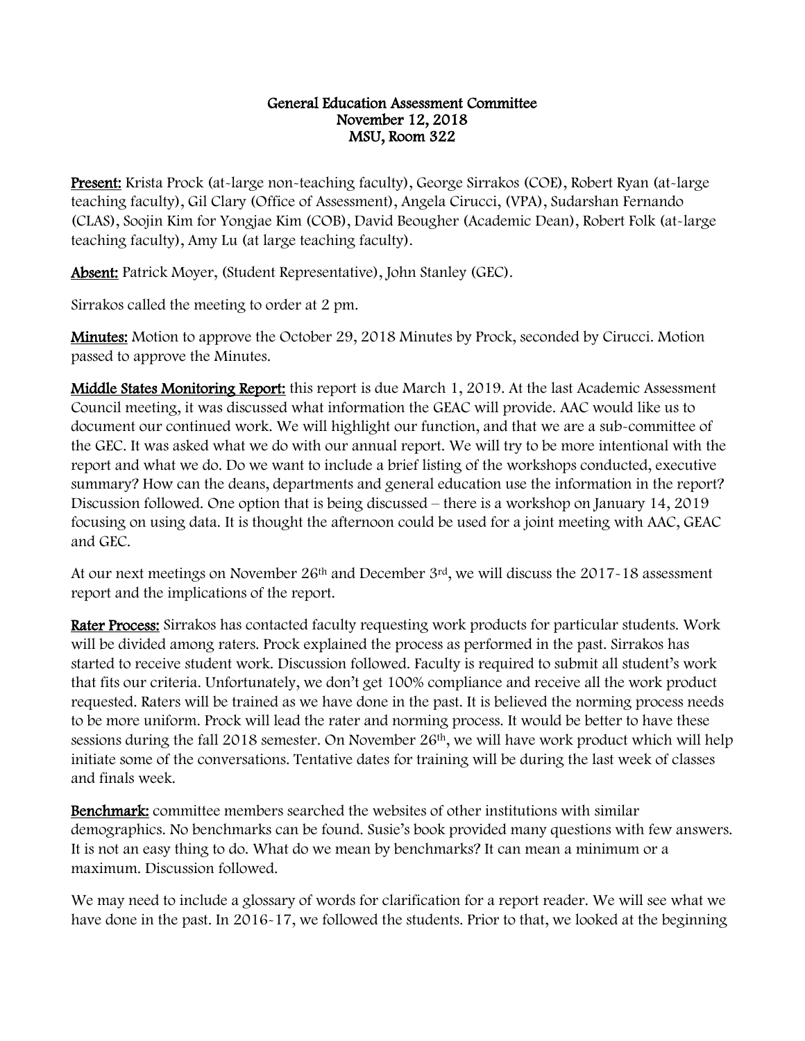**General Education Assessment Committee**
**November 12, 2018**
**MSU, Room 322**

**Present:** Krista Prock (at-large non-teaching faculty), George Sirrakos (COE), Robert Ryan (at-large teaching faculty), Gil Clary (Office of Assessment), Angela Cirucci, (VPA), Sudarshan Fernando (CLAS), Soojin Kim for Yongjae Kim (COB), David Beougher (Academic Dean), Robert Folk (at-large teaching faculty), Amy Lu (at large teaching faculty).

**Absent:** Patrick Moyer, (Student Representative), John Stanley (GEC).

Sirrakos called the meeting to order at 2 pm.

**Minutes:** Motion to approve the October 29, 2018 Minutes by Prock, seconded by Cirucci. Motion passed to approve the Minutes.

**Middle States Monitoring Report:** this report is due March 1, 2019. At the last Academic Assessment Council meeting, it was discussed what information the GEAC will provide. AAC would like us to document our continued work. We will highlight our function, and that we are a sub-committee of the GEC. It was asked what we do with our annual report. We will try to be more intentional with the report and what we do. Do we want to include a brief listing of the workshops conducted, executive summary? How can the deans, departments and general education use the information in the report? Discussion followed. One option that is being discussed – there is a workshop on January 14, 2019 focusing on using data. It is thought the afternoon could be used for a joint meeting with AAC, GEAC and GEC.

At our next meetings on November 26th and December 3rd, we will discuss the 2017-18 assessment report and the implications of the report.

**Rater Process:** Sirrakos has contacted faculty requesting work products for particular students. Work will be divided among raters. Prock explained the process as performed in the past. Sirrakos has started to receive student work. Discussion followed. Faculty is required to submit all student's work that fits our criteria. Unfortunately, we don't get 100% compliance and receive all the work product requested. Raters will be trained as we have done in the past. It is believed the norming process needs to be more uniform. Prock will lead the rater and norming process. It would be better to have these sessions during the fall 2018 semester. On November 26th, we will have work product which will help initiate some of the conversations. Tentative dates for training will be during the last week of classes and finals week.

**Benchmark:** committee members searched the websites of other institutions with similar demographics. No benchmarks can be found. Susie's book provided many questions with few answers. It is not an easy thing to do. What do we mean by benchmarks? It can mean a minimum or a maximum. Discussion followed.

We may need to include a glossary of words for clarification for a report reader. We will see what we have done in the past. In 2016-17, we followed the students. Prior to that, we looked at the beginning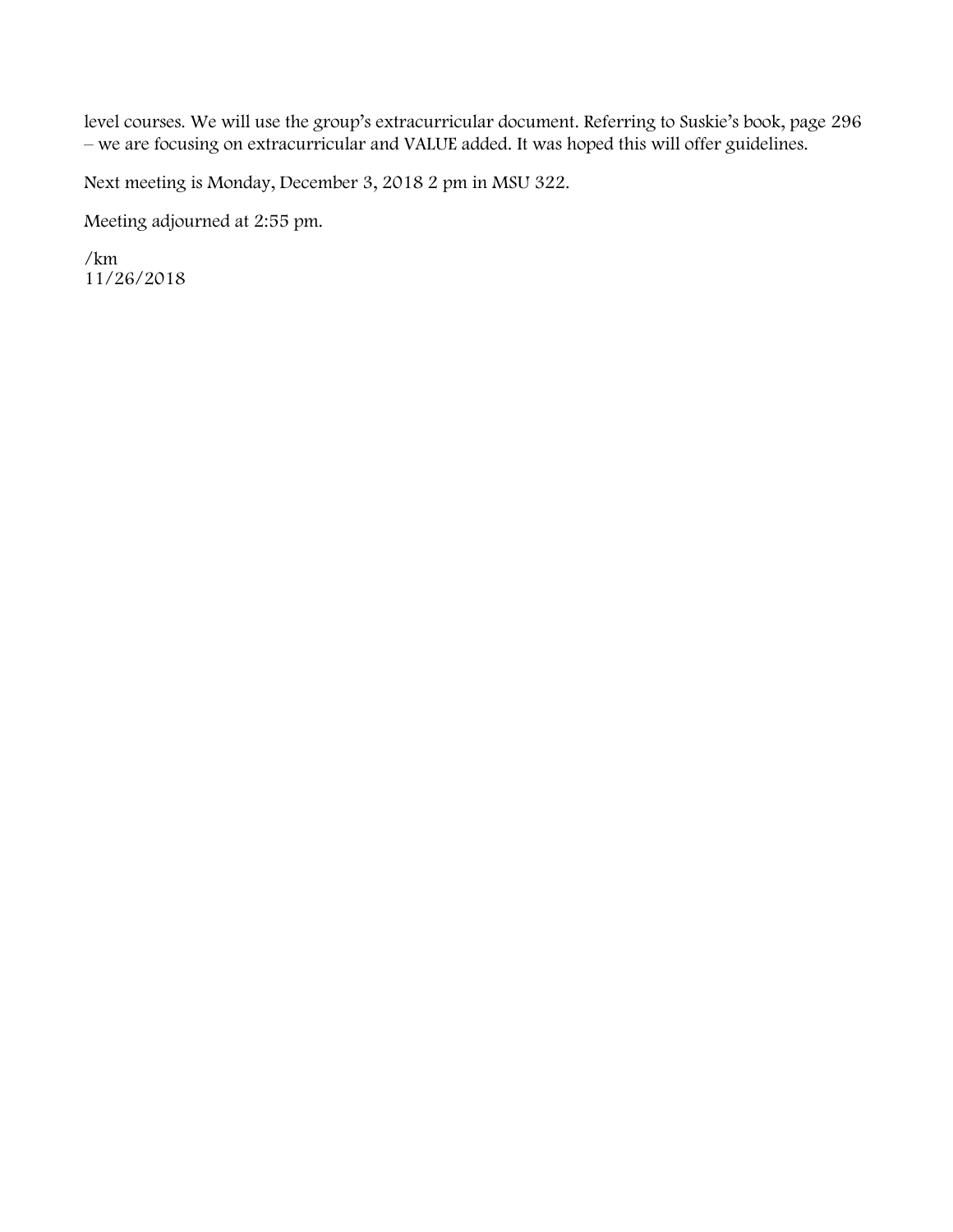level courses. We will use the group's extracurricular document. Referring to Suskie's book, page 296 – we are focusing on extracurricular and VALUE added. It was hoped this will offer guidelines.

Next meeting is Monday, December 3, 2018 2 pm in MSU 322.

Meeting adjourned at 2:55 pm.

/km  
11/26/2018